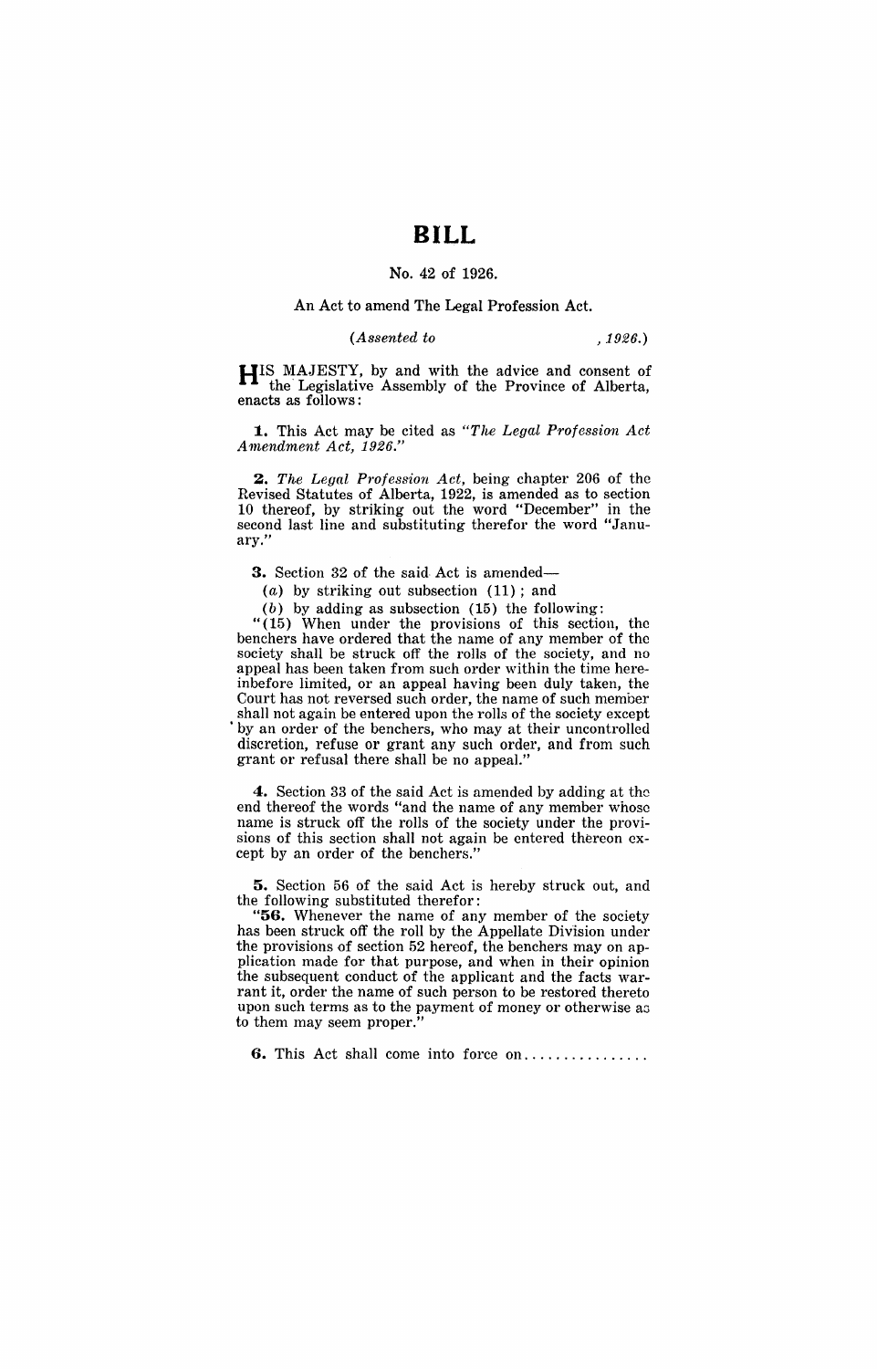# BILL

No. 42 of 1926.

An Act to amend The Legal Profession Act.

*(Assented to , 1926.)*

HIS MAJESTY, by and with the advice and consent of the Legislative Assembly of the Province of Alberta, enacts as follows:

**1.** This Act may be cited as *"The Legal Profession Act Amendment Act, 1926."*

**2.** *The Legal Profession Act*, being chapter 206 of the Revised Statutes of Alberta, 1922, is amended as to section 10 thereof, by striking out the word "December" in the second last line and substituting therefor the word "January."

**3.** Section 32 of the said Act is amended—

(*a*) by striking out subsection (11); and

(*b*) by adding as subsection (15) the following:

"(15) When under the provisions of this section, the benchers have ordered that the name of any member of the society shall be struck off the rolls of the society, and no appeal has been taken from such order within the time hereinbefore limited, or an appeal having been duly taken, the Court has not reversed such order, the name of such member shall not again be entered upon the rolls of the society except by an order of the benchers, who may at their uncontrolled discretion, refuse or grant any such order, and from such grant or refusal there shall be no appeal."

**4.** Section 33 of the said Act is amended by adding at the end thereof the words "and the name of any member whose name is struck off the rolls of the society under the provisions of this section shall not again be entered thereon except by an order of the benchers."

**5.** Section 56 of the said Act is hereby struck out, and the following substituted therefor:

"**56.** Whenever the name of any member of the society has been struck off the roll by the Appellate Division under the provisions of section 52 hereof, the benchers may on application made for that purpose, and when in their opinion the subsequent conduct of the applicant and the facts warrant it, order the name of such person to be restored thereto upon such terms as to the payment of money or otherwise as to them may seem proper."

**6.** This Act shall come into force on................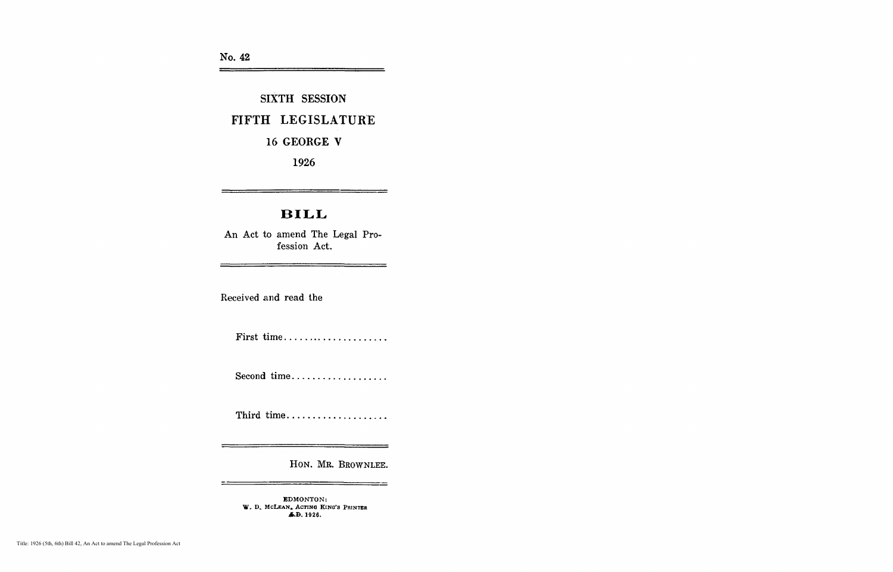No. 42

# SIXTH SESSION

# FIFTH LEGISLATURE

## 16 GEORGE V

## 1926

# BILL

An Act to amend The Legal Profession Act.

Received and read the

First time....................

Second time..................

Third time...................

HON. MR. BROWNLEE.

EDMONTON:
W. D. McLEAN, ACTING KING'S PRINTER
A.D. 1926.

Title: 1926 (5th, 6th) Bill 42, An Act to amend The Legal Profession Act